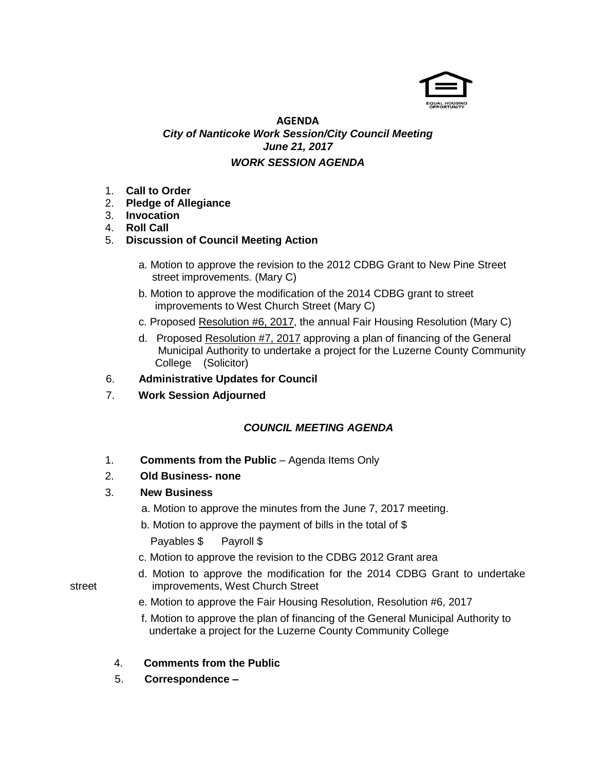**AGENDA**

***City of Nanticoke Work Session/City Council Meeting***
***June 21, 2017***

## *WORK SESSION AGENDA*

1. **Call to Order**
2. **Pledge of Allegiance**
3. **Invocation**
4. **Roll Call**
5. **Discussion of Council Meeting Action**

   a. Motion to approve the revision to the 2012 CDBG Grant to New Pine Street street improvements. (Mary C)

   b. Motion to approve the modification of the 2014 CDBG grant to street improvements to West Church Street (Mary C)

   c. Proposed Resolution #6, 2017, the annual Fair Housing Resolution (Mary C)

   d. Proposed Resolution #7, 2017 approving a plan of financing of the General Municipal Authority to undertake a project for the Luzerne County Community College (Solicitor)

6. **Administrative Updates for Council**
7. **Work Session Adjourned**

## *COUNCIL MEETING AGENDA*

1. **Comments from the Public** – Agenda Items Only
2. **Old Business- none**
3. **New Business**

   a. Motion to approve the minutes from the June 7, 2017 meeting.

   b. Motion to approve the payment of bills in the total of $

   Payables $ Payroll $

   c. Motion to approve the revision to the CDBG 2012 Grant area

   d. Motion to approve the modification for the 2014 CDBG Grant to undertake street improvements, West Church Street

   e. Motion to approve the Fair Housing Resolution, Resolution #6, 2017

   f. Motion to approve the plan of financing of the General Municipal Authority to undertake a project for the Luzerne County Community College

4. **Comments from the Public**
5. **Correspondence –**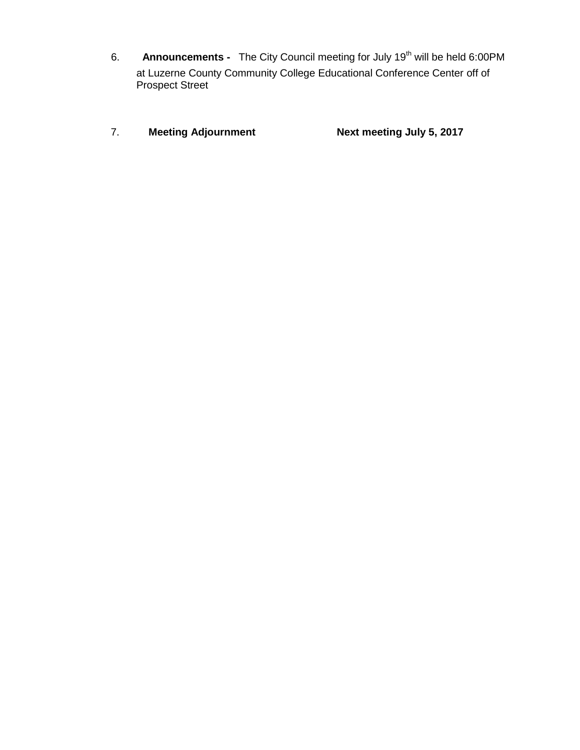6. **Announcements -** The City Council meeting for July 19th will be held 6:00PM at Luzerne County Community College Educational Conference Center off of Prospect Street

7. **Meeting Adjournment** **Next meeting July 5, 2017**